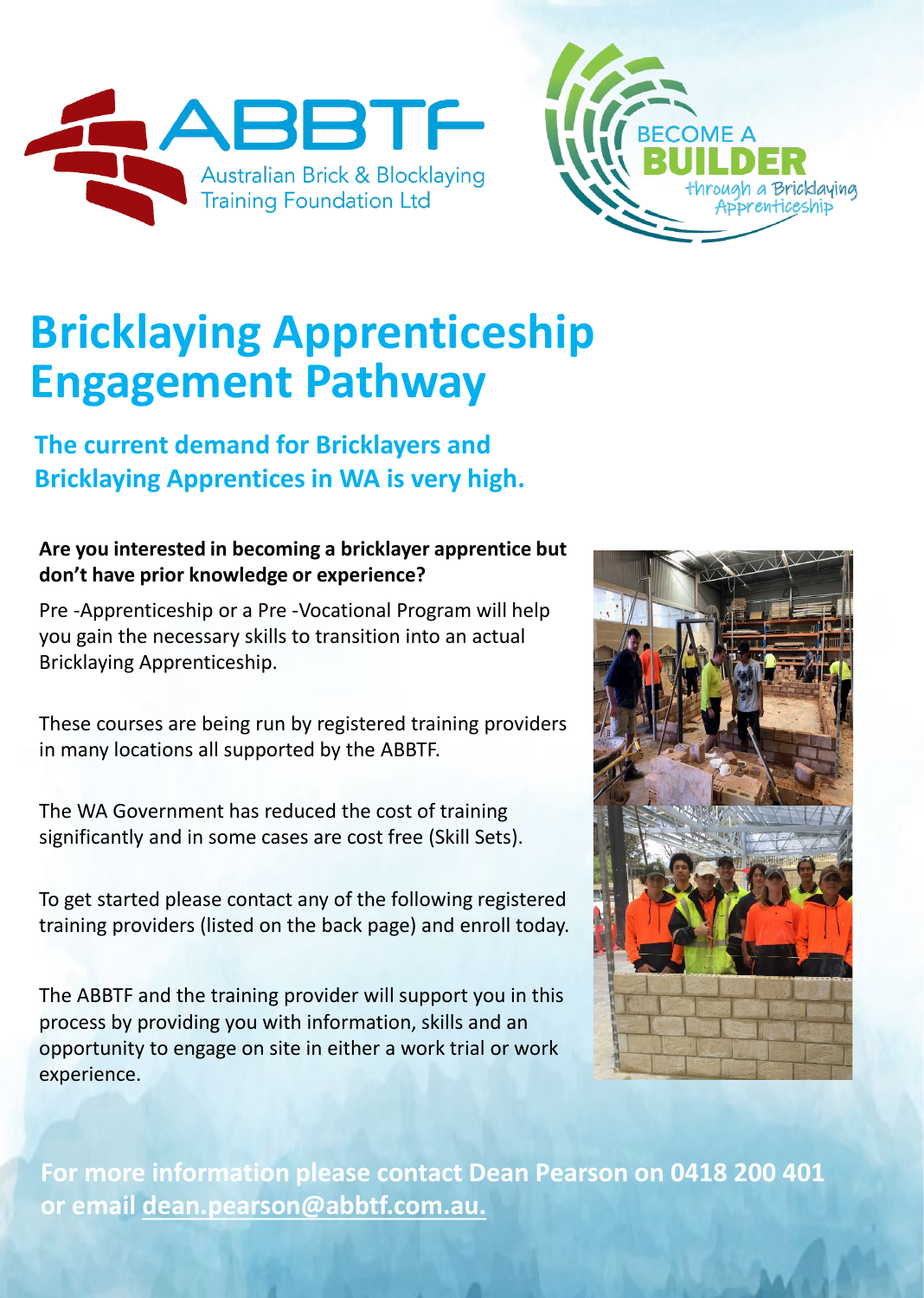ABBTF

Australian Brick & Blocklaying Training Foundation Ltd

BECOME A **BUILDER** through a Bricklaying Apprenticeship

# Bricklaying Apprenticeship Engagement Pathway

## The current demand for Bricklayers and Bricklaying Apprentices in WA is very high.

**Are you interested in becoming a bricklayer apprentice but don't have prior knowledge or experience?**

Pre -Apprenticeship or a Pre -Vocational Program will help you gain the necessary skills to transition into an actual Bricklaying Apprenticeship.

These courses are being run by registered training providers in many locations all supported by the ABBTF.

The WA Government has reduced the cost of training significantly and in some cases are cost free (Skill Sets).

To get started please contact any of the following registered training providers (listed on the back page) and enroll today.

The ABBTF and the training provider will support you in this process by providing you with information, skills and an opportunity to engage on site in either a work trial or work experience.

**For more information please contact Dean Pearson on 0418 200 401 or email dean.pearson@abbtf.com.au.**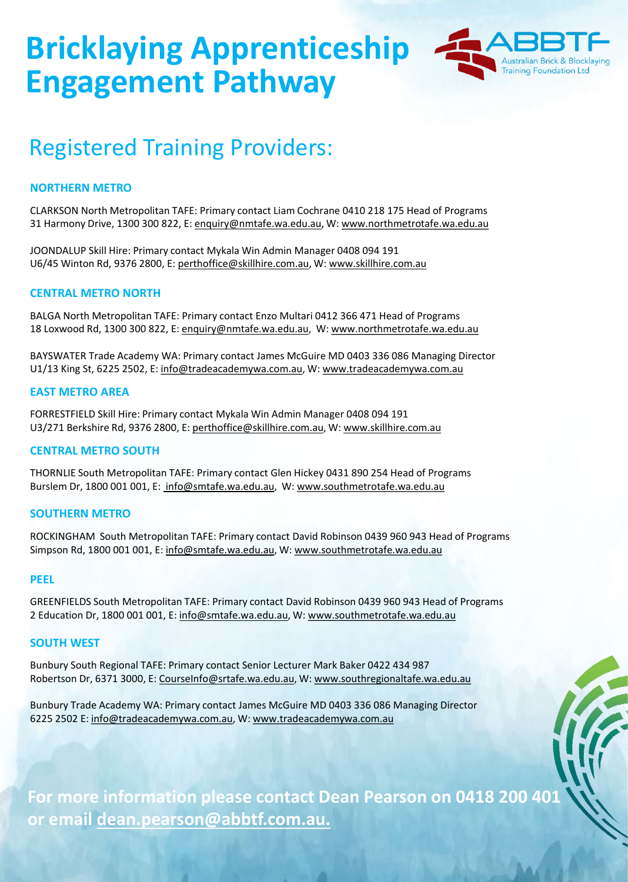# Bricklaying Apprenticeship Engagement Pathway

ABBTF Australian Brick & Blocklaying Training Foundation Ltd

## Registered Training Providers:

### NORTHERN METRO

CLARKSON North Metropolitan TAFE: Primary contact Liam Cochrane 0410 218 175 Head of Programs
31 Harmony Drive, 1300 300 822, E: enquiry@nmtafe.wa.edu.au, W: www.northmetrotafe.wa.edu.au

JOONDALUP Skill Hire: Primary contact Mykala Win Admin Manager 0408 094 191
U6/45 Winton Rd, 9376 2800, E: perthoffice@skillhire.com.au, W: www.skillhire.com.au

### CENTRAL METRO NORTH

BALGA North Metropolitan TAFE: Primary contact Enzo Multari 0412 366 471 Head of Programs
18 Loxwood Rd, 1300 300 822, E: enquiry@nmtafe.wa.edu.au, W: www.northmetrotafe.wa.edu.au

BAYSWATER Trade Academy WA: Primary contact James McGuire MD 0403 336 086 Managing Director
U1/13 King St, 6225 2502, E: info@tradeacademywa.com.au, W: www.tradeacademywa.com.au

### EAST METRO AREA

FORRESTFIELD Skill Hire: Primary contact Mykala Win Admin Manager 0408 094 191
U3/271 Berkshire Rd, 9376 2800, E: perthoffice@skillhire.com.au, W: www.skillhire.com.au

### CENTRAL METRO SOUTH

THORNLIE South Metropolitan TAFE: Primary contact Glen Hickey 0431 890 254 Head of Programs
Burslem Dr, 1800 001 001, E: info@smtafe.wa.edu.au, W: www.southmetrotafe.wa.edu.au

### SOUTHERN METRO

ROCKINGHAM South Metropolitan TAFE: Primary contact David Robinson 0439 960 943 Head of Programs
Simpson Rd, 1800 001 001, E: info@smtafe.wa.edu.au, W: www.southmetrotafe.wa.edu.au

### PEEL

GREENFIELDS South Metropolitan TAFE: Primary contact David Robinson 0439 960 943 Head of Programs
2 Education Dr, 1800 001 001, E: info@smtafe.wa.edu.au, W: www.southmetrotafe.wa.edu.au

### SOUTH WEST

Bunbury South Regional TAFE: Primary contact Senior Lecturer Mark Baker 0422 434 987
Robertson Dr, 6371 3000, E: CourseInfo@srtafe.wa.edu.au, W: www.southregionaltafe.wa.edu.au

Bunbury Trade Academy WA: Primary contact James McGuire MD 0403 336 086 Managing Director
6225 2502 E: info@tradeacademywa.com.au, W: www.tradeacademywa.com.au

**For more information please contact Dean Pearson on 0418 200 401 or email dean.pearson@abbtf.com.au.**